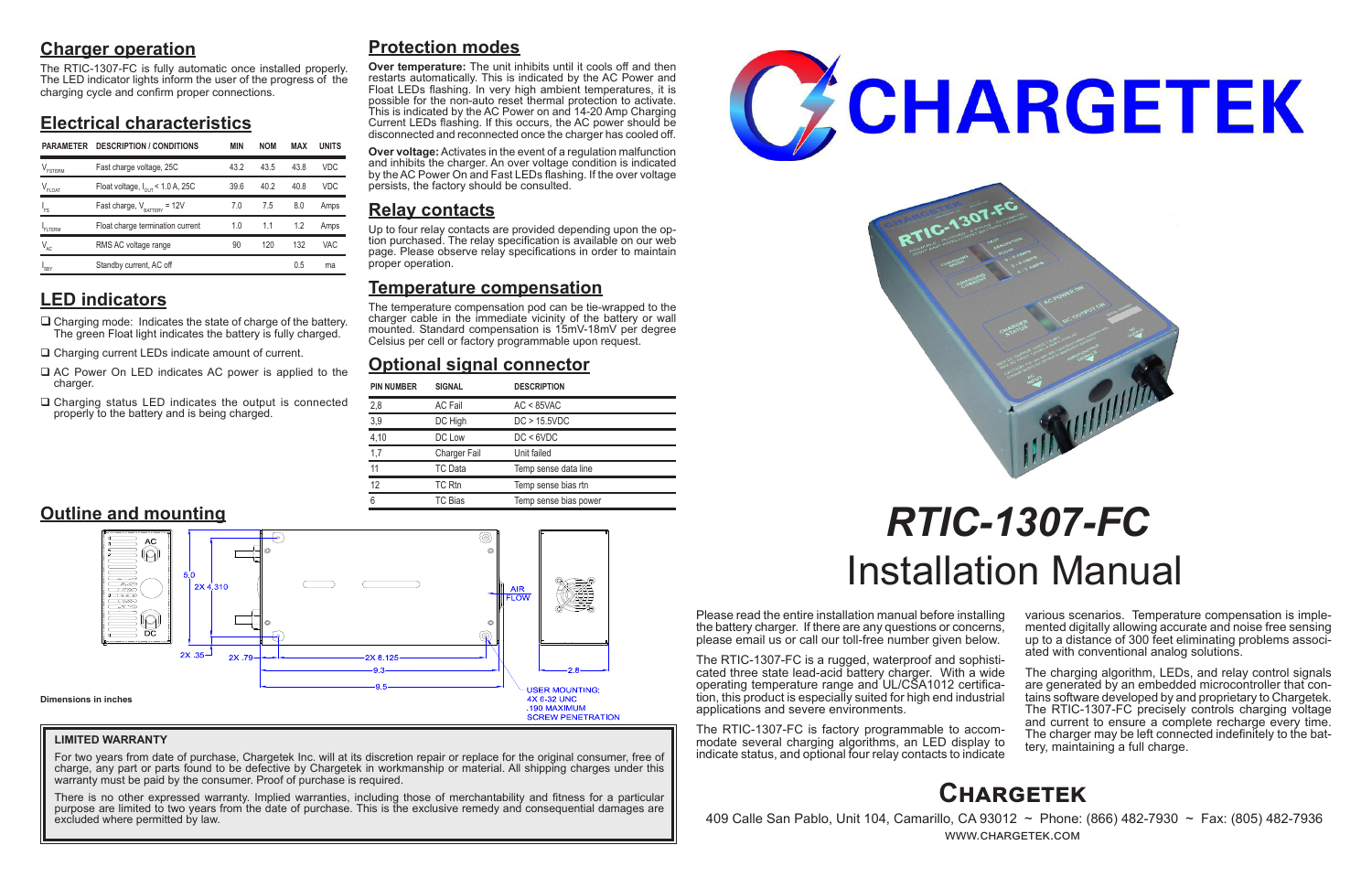## Charger operation

The RTIC-1307-FC is fully automatic once installed properly. The LED indicator lights inform the user of the progress of the charging cycle and confirm proper connections.

## Electrical characteristics

| PARAMETER | DESCRIPTION / CONDITIONS | MIN | NOM | MAX | UNITS |
|---|---|---|---|---|---|
| $V_{FSTERM}$ | Fast charge voltage, 25C | 43.2 | 43.5 | 43.8 | VDC |
| $V_{FLOAT}$ | Float voltage, $I_{OUT}$ < 1.0 A, 25C | 39.6 | 40.2 | 40.8 | VDC |
| $I_{FS}$ | Fast charge, $V_{BATTERY}$ = 12V | 7.0 | 7.5 | 8.0 | Amps |
| $I_{FLTERM}$ | Float charge termination current | 1.0 | 1.1 | 1.2 | Amps |
| $V_{AC}$ | RMS AC voltage range | 90 | 120 | 132 | VAC |
| $I_{SBY}$ | Standby current, AC off | | | 0.5 | ma |

## LED indicators

- ❑ Charging mode: Indicates the state of charge of the battery. The green Float light indicates the battery is fully charged.
- ❑ Charging current LEDs indicate amount of current.
- ❑ AC Power On LED indicates AC power is applied to the charger.
- ❑ Charging status LED indicates the output is connected properly to the battery and is being charged.

## Protection modes

**Over temperature:** The unit inhibits until it cools off and then restarts automatically. This is indicated by the AC Power and Float LEDs flashing. In very high ambient temperatures, it is possible for the non-auto reset thermal protection to activate. This is indicated by the AC Power on and 14-20 Amp Charging Current LEDs flashing. If this occurs, the AC power should be disconnected and reconnected once the charger has cooled off.

**Over voltage:** Activates in the event of a regulation malfunction and inhibits the charger. An over voltage condition is indicated by the AC Power On and Fast LEDs flashing. If the over voltage persists, the factory should be consulted.

## Relay contacts

Up to four relay contacts are provided depending upon the option purchased. The relay specification is available on our web page. Please observe relay specifications in order to maintain proper operation.

## Temperature compensation

The temperature compensation pod can be tie-wrapped to the charger cable in the immediate vicinity of the battery or wall mounted. Standard compensation is 15mV-18mV per degree Celsius per cell or factory programmable upon request.

## Optional signal connector

| PIN NUMBER | SIGNAL | DESCRIPTION |
|---|---|---|
| 2,8 | AC Fail | AC < 85VAC |
| 3,9 | DC High | DC > 15.5VDC |
| 4,10 | DC Low | DC < 6VDC |
| 1,7 | Charger Fail | Unit failed |
| 11 | TC Data | Temp sense data line |
| 12 | TC Rtn | Temp sense bias rtn |
| 6 | TC Bias | Temp sense bias power |

## Outline and mounting

AC, DC, 5.0, 2X 4.310, 2X .35, 2X .79, 2X 8.125, 9.3, 9.5, 2.8, AIR FLOW

USER MOUNTING: 4X 6-32 UNC .190 MAXIMUM SCREW PENETRATION

Dimensions in inches

### LIMITED WARRANTY

For two years from date of purchase, Chargetek Inc. will at its discretion repair or replace for the original consumer, free of charge, any part or parts found to be defective by Chargetek in workmanship or material. All shipping charges under this warranty must be paid by the consumer. Proof of purchase is required.

There is no other expressed warranty. Implied warranties, including those of merchantability and fitness for a particular purpose are limited to two years from the date of purchase. This is the exclusive remedy and consequential damages are excluded where permitted by law.

# CHARGETEK

# *RTIC-1307-FC* Installation Manual

Please read the entire installation manual before installing the battery charger. If there are any questions or concerns, please email us or call our toll-free number given below.

The RTIC-1307-FC is a rugged, waterproof and sophisticated three state lead-acid battery charger. With a wide operating temperature range and UL/CSA1012 certification, this product is especially suited for high end industrial applications and severe environments.

The RTIC-1307-FC is factory programmable to accommodate several charging algorithms, an LED display to indicate status, and optional four relay contacts to indicate various scenarios. Temperature compensation is implemented digitally allowing accurate and noise free sensing up to a distance of 300 feet eliminating problems associated with conventional analog solutions.

The charging algorithm, LEDs, and relay control signals are generated by an embedded microcontroller that contains software developed by and proprietary to Chargetek. The RTIC-1307-FC precisely controls charging voltage and current to ensure a complete recharge every time. The charger may be left connected indefinitely to the battery, maintaining a full charge.

## Chargetek

409 Calle San Pablo, Unit 104, Camarillo, CA 93012 ~ Phone: (866) 482-7930 ~ Fax: (805) 482-7936
WWW.CHARGETEK.COM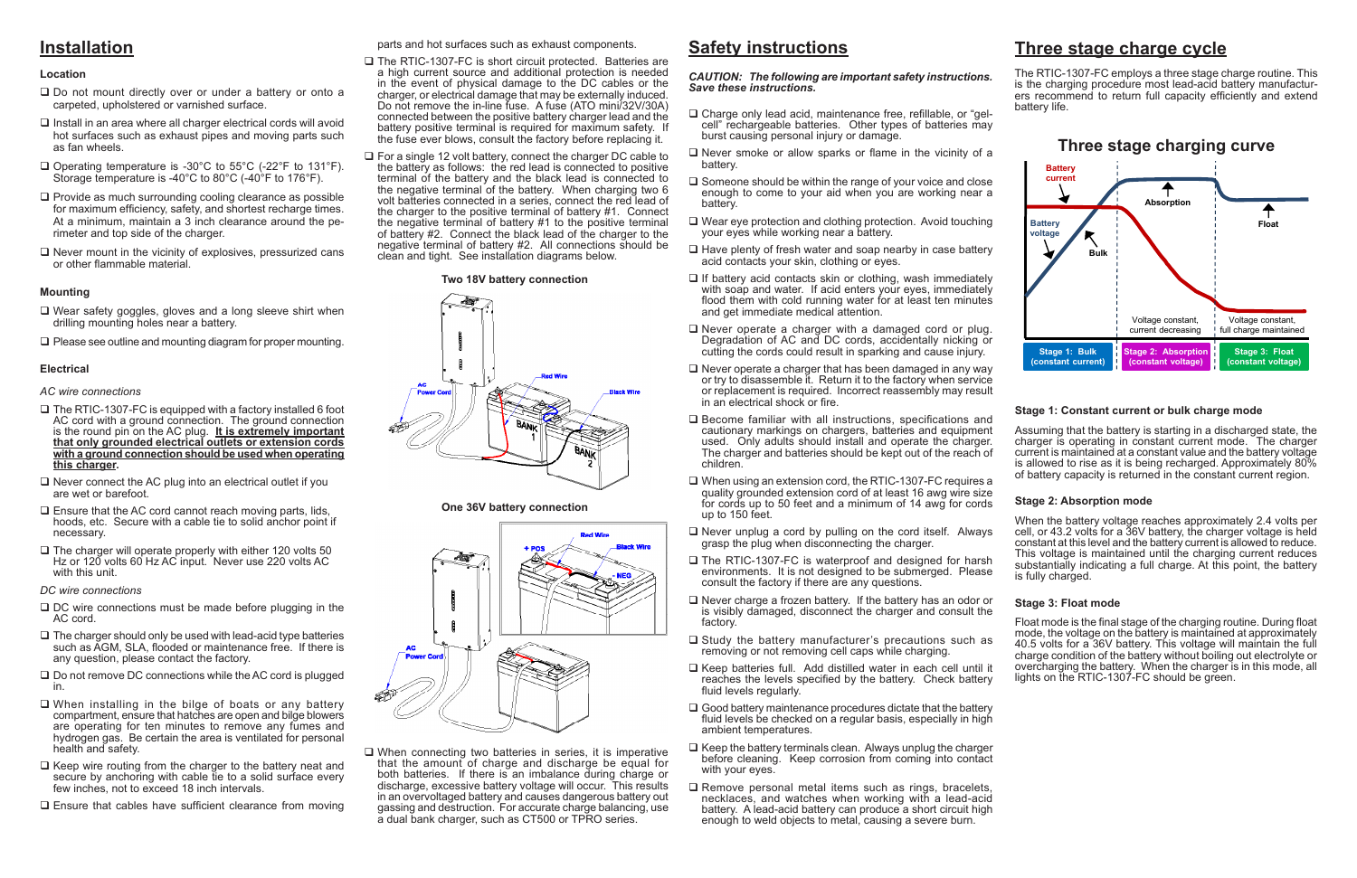## Installation

### Location

- ❑ Do not mount directly over or under a battery or onto a carpeted, upholstered or varnished surface.
- ❑ Install in an area where all charger electrical cords will avoid hot surfaces such as exhaust pipes and moving parts such as fan wheels.
- ❑ Operating temperature is -30°C to 55°C (-22°F to 131°F). Storage temperature is -40°C to 80°C (-40°F to 176°F).
- ❑ Provide as much surrounding cooling clearance as possible for maximum efficiency, safety, and shortest recharge times. At a minimum, maintain a 3 inch clearance around the perimeter and top side of the charger.
- ❑ Never mount in the vicinity of explosives, pressurized cans or other flammable material.

### Mounting

- ❑ Wear safety goggles, gloves and a long sleeve shirt when drilling mounting holes near a battery.
- ❑ Please see outline and mounting diagram for proper mounting.

### Electrical

*AC wire connections*

- ❑ The RTIC-1307-FC is equipped with a factory installed 6 foot AC cord with a ground connection. The ground connection is the round pin on the AC plug. **It is extremely important that only grounded electrical outlets or extension cords with a ground connection should be used when operating this charger.**
- ❑ Never connect the AC plug into an electrical outlet if you are wet or barefoot.
- ❑ Ensure that the AC cord cannot reach moving parts, lids, hoods, etc. Secure with a cable tie to solid anchor point if necessary.
- ❑ The charger will operate properly with either 120 volts 50 Hz or 120 volts 60 Hz AC input. Never use 220 volts AC with this unit.

*DC wire connections*

- ❑ DC wire connections must be made before plugging in the AC cord.
- ❑ The charger should only be used with lead-acid type batteries such as AGM, SLA, flooded or maintenance free. If there is any question, please contact the factory.
- ❑ Do not remove DC connections while the AC cord is plugged in.
- ❑ When installing in the bilge of boats or any battery compartment, ensure that hatches are open and bilge blowers are operating for ten minutes to remove any fumes and hydrogen gas. Be certain the area is ventilated for personal health and safety.
- ❑ Keep wire routing from the charger to the battery neat and secure by anchoring with cable tie to a solid surface every few inches, not to exceed 18 inch intervals.
- ❑ Ensure that cables have sufficient clearance from moving parts and hot surfaces such as exhaust components.
- ❑ The RTIC-1307-FC is short circuit protected. Batteries are a high current source and additional protection is needed in the event of physical damage to the DC cables or the charger, or electrical damage that may be externally induced. Do not remove the in-line fuse. A fuse (ATO mini/32V/30A) connected between the positive battery charger lead and the battery positive terminal is required for maximum safety. If the fuse ever blows, consult the factory before replacing it.
- ❑ For a single 12 volt battery, connect the charger DC cable to the battery as follows: the red lead is connected to positive terminal of the battery and the black lead is connected to the negative terminal of the battery. When charging two 6 volt batteries connected in a series, connect the red lead of the charger to the positive terminal of battery #1. Connect the negative terminal of battery #1 to the positive terminal of battery #2. Connect the black lead of the charger to the negative terminal of battery #2. All connections should be clean and tight. See installation diagrams below.

**Two 18V battery connection**

AC Power Cord
Red Wire
Black Wire
BANK 1
BANK 2

**One 36V battery connection**

Red Wire
+ POS
Black Wire
- NEG
AC Power Cord

- ❑ When connecting two batteries in series, it is imperative that the amount of charge and discharge be equal for both batteries. If there is an imbalance during charge or discharge, excessive battery voltage will occur. This results in an overvoltaged battery and causes dangerous battery out gassing and destruction. For accurate charge balancing, use a dual bank charger, such as CT500 or TPRO series.

## Safety instructions

***CAUTION: The following are important safety instructions. Save these instructions.***

- ❑ Charge only lead acid, maintenance free, refillable, or "gel-cell" rechargeable batteries. Other types of batteries may burst causing personal injury or damage.
- ❑ Never smoke or allow sparks or flame in the vicinity of a battery.
- ❑ Someone should be within the range of your voice and close enough to come to your aid when you are working near a battery.
- ❑ Wear eye protection and clothing protection. Avoid touching your eyes while working near a battery.
- ❑ Have plenty of fresh water and soap nearby in case battery acid contacts your skin, clothing or eyes.
- ❑ If battery acid contacts skin or clothing, wash immediately with soap and water. If acid enters your eyes, immediately flood them with cold running water for at least ten minutes and get immediate medical attention.
- ❑ Never operate a charger with a damaged cord or plug. Degradation of AC and DC cords, accidentally nicking or cutting the cords could result in sparking and cause injury.
- ❑ Never operate a charger that has been damaged in any way or try to disassemble it. Return it to the factory when service or replacement is required. Incorrect reassembly may result in an electrical shock or fire.
- ❑ Become familiar with all instructions, specifications and cautionary markings on chargers, batteries and equipment used. Only adults should install and operate the charger. The charger and batteries should be kept out of the reach of children.
- ❑ When using an extension cord, the RTIC-1307-FC requires a quality grounded extension cord of at least 16 awg wire size for cords up to 50 feet and a minimum of 14 awg for cords up to 150 feet.
- ❑ Never unplug a cord by pulling on the cord itself. Always grasp the plug when disconnecting the charger.
- ❑ The RTIC-1307-FC is waterproof and designed for harsh environments. It is not designed to be submerged. Please consult the factory if there are any questions.
- ❑ Never charge a frozen battery. If the battery has an odor or is visibly damaged, disconnect the charger and consult the factory.
- ❑ Study the battery manufacturer's precautions such as removing or not removing cell caps while charging.
- ❑ Keep batteries full. Add distilled water in each cell until it reaches the levels specified by the battery. Check battery fluid levels regularly.
- ❑ Good battery maintenance procedures dictate that the battery fluid levels be checked on a regular basis, especially in high ambient temperatures.
- ❑ Keep the battery terminals clean. Always unplug the charger before cleaning. Keep corrosion from coming into contact with your eyes.
- ❑ Remove personal metal items such as rings, bracelets, necklaces, and watches when working with a lead-acid battery. A lead-acid battery can produce a short circuit high enough to weld objects to metal, causing a severe burn.

## Three stage charge cycle

The RTIC-1307-FC employs a three stage charge routine. This is the charging procedure most lead-acid battery manufacturers recommend to return full capacity efficiently and extend battery life.

**Three stage charging curve**

Battery current
Battery voltage
Bulk
Absorption
Float
Voltage constant, current decreasing
Voltage constant, full charge maintained
Stage 1: Bulk (constant current)
Stage 2: Absorption (constant voltage)
Stage 3: Float (constant voltage)

### Stage 1: Constant current or bulk charge mode

Assuming that the battery is starting in a discharged state, the charger is operating in constant current mode. The charger current is maintained at a constant value and the battery voltage is allowed to rise as it is being recharged. Approximately 80% of battery capacity is returned in the constant current region.

### Stage 2: Absorption mode

When the battery voltage reaches approximately 2.4 volts per cell, or 43.2 volts for a 36V battery, the charger voltage is held constant at this level and the battery current is allowed to reduce. This voltage is maintained until the charging current reduces substantially indicating a full charge. At this point, the battery is fully charged.

### Stage 3: Float mode

Float mode is the final stage of the charging routine. During float mode, the voltage on the battery is maintained at approximately 40.5 volts for a 36V battery. This voltage will maintain the full charge condition of the battery without boiling out electrolyte or overcharging the battery. When the charger is in this mode, all lights on the RTIC-1307-FC should be green.